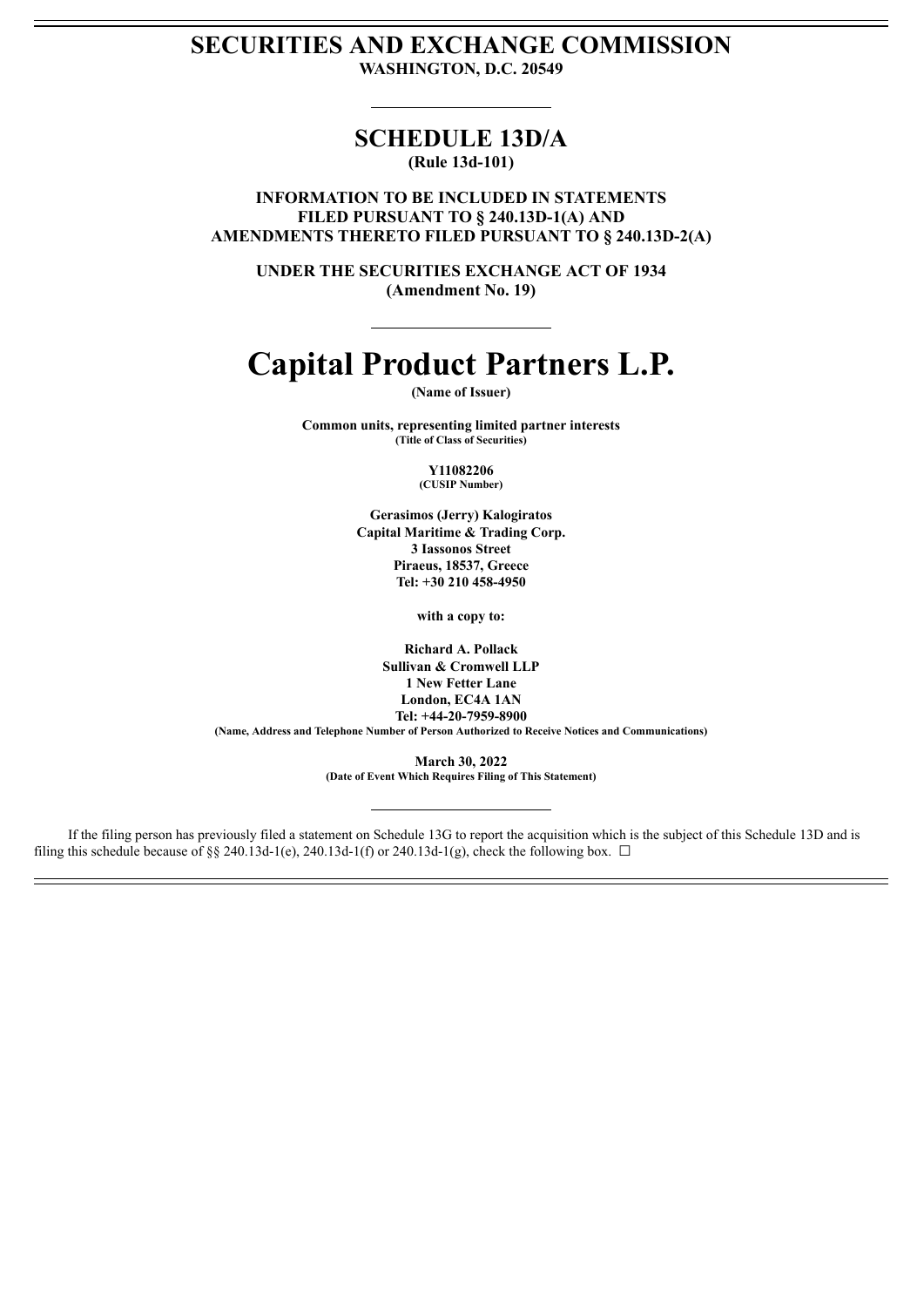# SECURITIES AND EXCHANGE COMMISSION

**WASHINGTON, D.C. 20549**

## SCHEDULE 13D/A

**(Rule 13d-101)**

**INFORMATION TO BE INCLUDED IN STATEMENTS FILED PURSUANT TO § 240.13D-1(A) AND AMENDMENTS THERETO FILED PURSUANT TO § 240.13D-2(A)**

**UNDER THE SECURITIES EXCHANGE ACT OF 1934**
**(Amendment No. 19)**

# Capital Product Partners L.P.

**(Name of Issuer)**

**Common units, representing limited partner interests**
**(Title of Class of Securities)**

**Y11082206**
**(CUSIP Number)**

**Gerasimos (Jerry) Kalogiratos**
**Capital Maritime & Trading Corp.**
**3 Iassonos Street**
**Piraeus, 18537, Greece**
**Tel: +30 210 458-4950**

**with a copy to:**

**Richard A. Pollack**
**Sullivan & Cromwell LLP**
**1 New Fetter Lane**
**London, EC4A 1AN**
**Tel: +44-20-7959-8900**
**(Name, Address and Telephone Number of Person Authorized to Receive Notices and Communications)**

**March 30, 2022**
**(Date of Event Which Requires Filing of This Statement)**

If the filing person has previously filed a statement on Schedule 13G to report the acquisition which is the subject of this Schedule 13D and is filing this schedule because of §§ 240.13d-1(e), 240.13d-1(f) or 240.13d-1(g), check the following box. ☐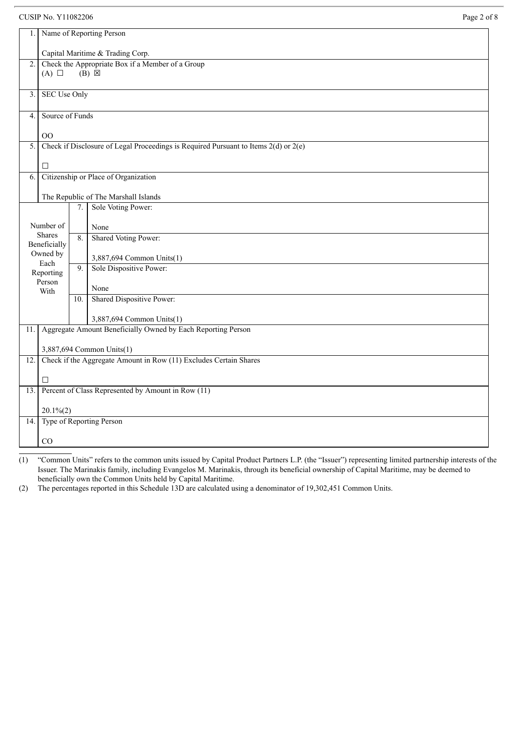CUSIP No. Y11082206

| | | | |
|---|---|---|---|
| 1. | Name of Reporting Person<br><br>Capital Maritime & Trading Corp. | | |
| 2. | Check the Appropriate Box if a Member of a Group<br>(A) ☐ (B) ☒ | | |
| 3. | SEC Use Only | | |
| 4. | Source of Funds<br><br>OO | | |
| 5. | Check if Disclosure of Legal Proceedings is Required Pursuant to Items 2(d) or 2(e)<br><br>☐ | | |
| 6. | Citizenship or Place of Organization<br><br>The Republic of The Marshall Islands | | |
| Number of Shares Beneficially Owned by Each Reporting Person With | | 7. | Sole Voting Power:<br><br>None |
| | | 8. | Shared Voting Power:<br><br>3,887,694 Common Units(1) |
| | | 9. | Sole Dispositive Power:<br><br>None |
| | | 10. | Shared Dispositive Power:<br><br>3,887,694 Common Units(1) |
| 11. | Aggregate Amount Beneficially Owned by Each Reporting Person<br><br>3,887,694 Common Units(1) | | |
| 12. | Check if the Aggregate Amount in Row (11) Excludes Certain Shares<br><br>☐ | | |
| 13. | Percent of Class Represented by Amount in Row (11)<br><br>20.1%(2) | | |
| 14. | Type of Reporting Person<br><br>CO | | |

(1) "Common Units" refers to the common units issued by Capital Product Partners L.P. (the "Issuer") representing limited partnership interests of the Issuer. The Marinakis family, including Evangelos M. Marinakis, through its beneficial ownership of Capital Maritime, may be deemed to beneficially own the Common Units held by Capital Maritime.

(2) The percentages reported in this Schedule 13D are calculated using a denominator of 19,302,451 Common Units.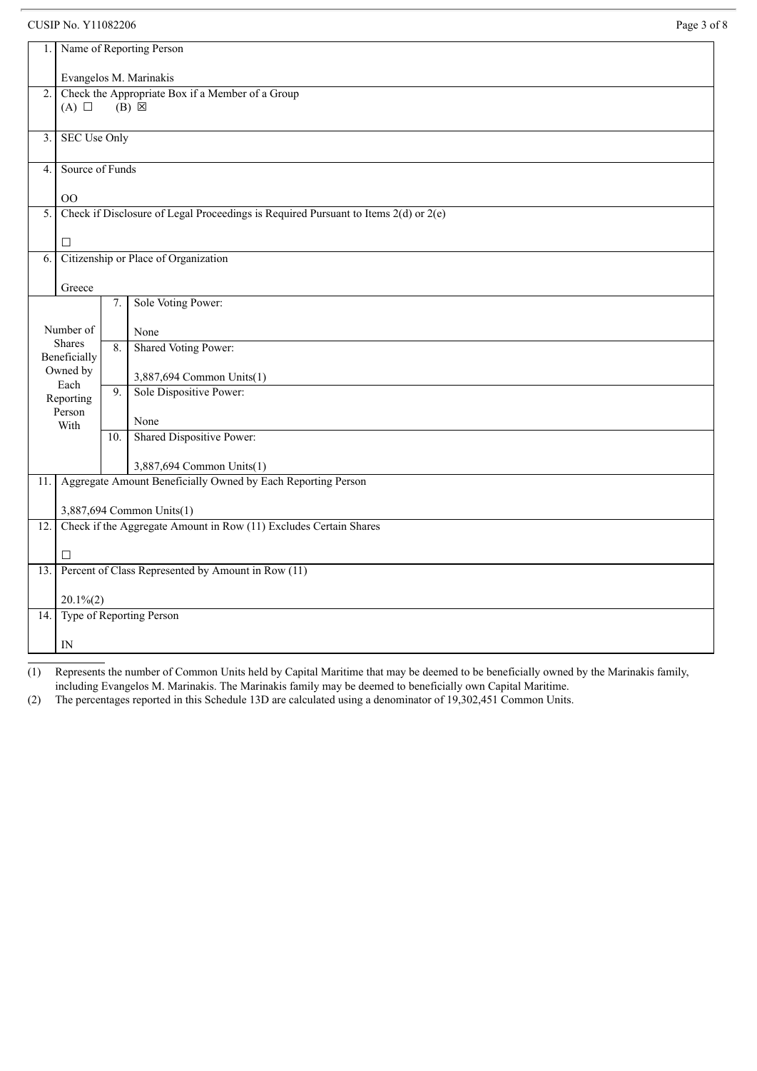CUSIP No. Y11082206

| | | | |
|---|---|---|---|
| 1. | Name of Reporting Person<br><br>Evangelos M. Marinakis | | |
| 2. | Check the Appropriate Box if a Member of a Group<br>(A) ☐ (B) ☒ | | |
| 3. | SEC Use Only | | |
| 4. | Source of Funds<br><br>OO | | |
| 5. | Check if Disclosure of Legal Proceedings is Required Pursuant to Items 2(d) or 2(e)<br><br>☐ | | |
| 6. | Citizenship or Place of Organization<br><br>Greece | | |
| Number of Shares Beneficially Owned by Each Reporting Person With | | 7. | Sole Voting Power:<br><br>None |
| | | 8. | Shared Voting Power:<br><br>3,887,694 Common Units(1) |
| | | 9. | Sole Dispositive Power:<br><br>None |
| | | 10. | Shared Dispositive Power:<br><br>3,887,694 Common Units(1) |
| 11. | Aggregate Amount Beneficially Owned by Each Reporting Person<br><br>3,887,694 Common Units(1) | | |
| 12. | Check if the Aggregate Amount in Row (11) Excludes Certain Shares<br><br>☐ | | |
| 13. | Percent of Class Represented by Amount in Row (11)<br><br>20.1%(2) | | |
| 14. | Type of Reporting Person<br><br>IN | | |

(1) Represents the number of Common Units held by Capital Maritime that may be deemed to be beneficially owned by the Marinakis family, including Evangelos M. Marinakis. The Marinakis family may be deemed to beneficially own Capital Maritime.

(2) The percentages reported in this Schedule 13D are calculated using a denominator of 19,302,451 Common Units.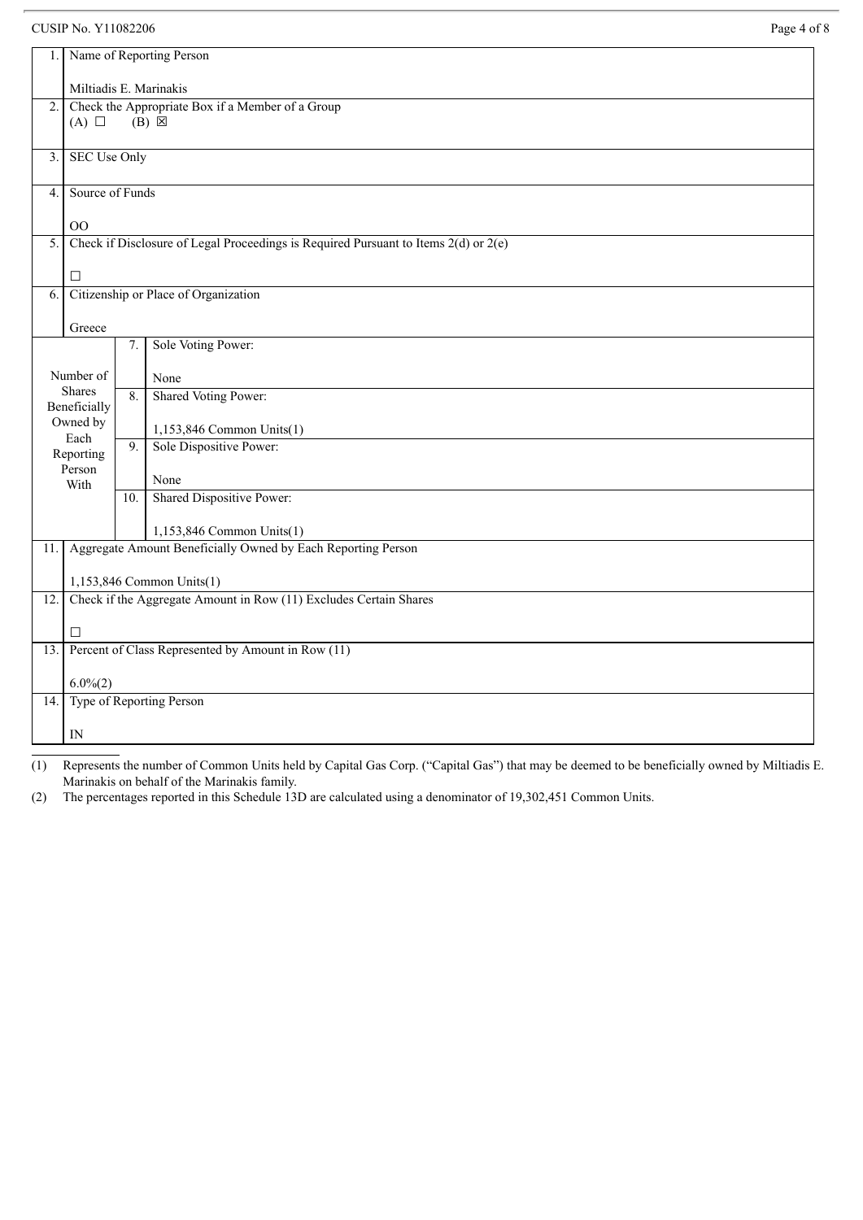CUSIP No. Y11082206

| | | | |
|---|---|---|---|
| 1. | Name of Reporting Person<br><br>Miltiadis E. Marinakis | | |
| 2. | Check the Appropriate Box if a Member of a Group<br>(A) ☐ (B) ☒ | | |
| 3. | SEC Use Only | | |
| 4. | Source of Funds<br><br>OO | | |
| 5. | Check if Disclosure of Legal Proceedings is Required Pursuant to Items 2(d) or 2(e)<br><br>☐ | | |
| 6. | Citizenship or Place of Organization<br><br>Greece | | |
| Number of Shares Beneficially Owned by Each Reporting Person With | | 7. | Sole Voting Power:<br><br>None |
| | | 8. | Shared Voting Power:<br><br>1,153,846 Common Units(1) |
| | | 9. | Sole Dispositive Power:<br><br>None |
| | | 10. | Shared Dispositive Power:<br><br>1,153,846 Common Units(1) |
| 11. | Aggregate Amount Beneficially Owned by Each Reporting Person<br><br>1,153,846 Common Units(1) | | |
| 12. | Check if the Aggregate Amount in Row (11) Excludes Certain Shares<br><br>☐ | | |
| 13. | Percent of Class Represented by Amount in Row (11)<br><br>6.0%(2) | | |
| 14. | Type of Reporting Person<br><br>IN | | |

(1) Represents the number of Common Units held by Capital Gas Corp. ("Capital Gas") that may be deemed to be beneficially owned by Miltiadis E. Marinakis on behalf of the Marinakis family.

(2) The percentages reported in this Schedule 13D are calculated using a denominator of 19,302,451 Common Units.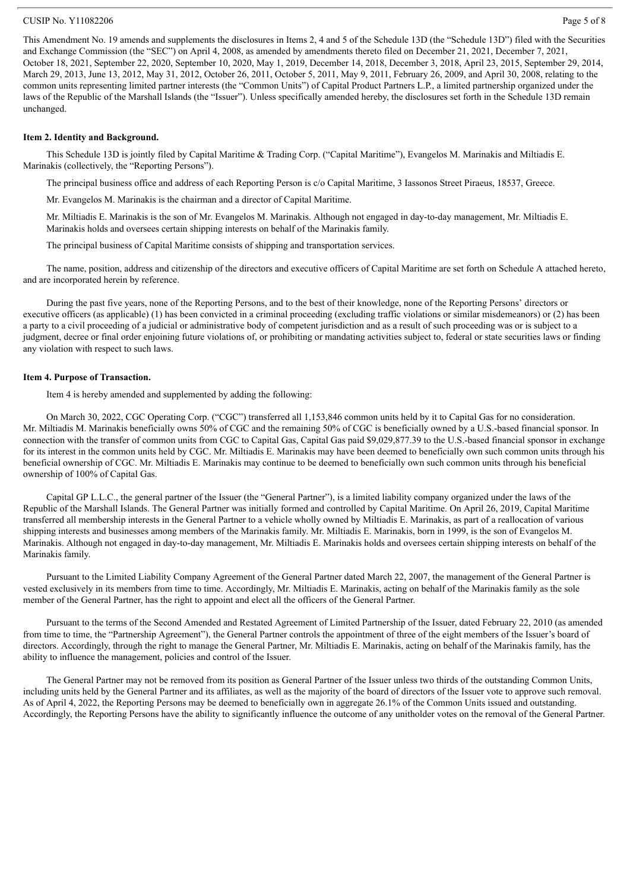This Amendment No. 19 amends and supplements the disclosures in Items 2, 4 and 5 of the Schedule 13D (the "Schedule 13D") filed with the Securities and Exchange Commission (the "SEC") on April 4, 2008, as amended by amendments thereto filed on December 21, 2021, December 7, 2021, October 18, 2021, September 22, 2020, September 10, 2020, May 1, 2019, December 14, 2018, December 3, 2018, April 23, 2015, September 29, 2014, March 29, 2013, June 13, 2012, May 31, 2012, October 26, 2011, October 5, 2011, May 9, 2011, February 26, 2009, and April 30, 2008, relating to the common units representing limited partner interests (the "Common Units") of Capital Product Partners L.P., a limited partnership organized under the laws of the Republic of the Marshall Islands (the "Issuer"). Unless specifically amended hereby, the disclosures set forth in the Schedule 13D remain unchanged.

**Item 2. Identity and Background.**

This Schedule 13D is jointly filed by Capital Maritime & Trading Corp. ("Capital Maritime"), Evangelos M. Marinakis and Miltiadis E. Marinakis (collectively, the "Reporting Persons").

The principal business office and address of each Reporting Person is c/o Capital Maritime, 3 Iassonos Street Piraeus, 18537, Greece.

Mr. Evangelos M. Marinakis is the chairman and a director of Capital Maritime.

Mr. Miltiadis E. Marinakis is the son of Mr. Evangelos M. Marinakis. Although not engaged in day-to-day management, Mr. Miltiadis E. Marinakis holds and oversees certain shipping interests on behalf of the Marinakis family.

The principal business of Capital Maritime consists of shipping and transportation services.

The name, position, address and citizenship of the directors and executive officers of Capital Maritime are set forth on Schedule A attached hereto, and are incorporated herein by reference.

During the past five years, none of the Reporting Persons, and to the best of their knowledge, none of the Reporting Persons' directors or executive officers (as applicable) (1) has been convicted in a criminal proceeding (excluding traffic violations or similar misdemeanors) or (2) has been a party to a civil proceeding of a judicial or administrative body of competent jurisdiction and as a result of such proceeding was or is subject to a judgment, decree or final order enjoining future violations of, or prohibiting or mandating activities subject to, federal or state securities laws or finding any violation with respect to such laws.

**Item 4. Purpose of Transaction.**

Item 4 is hereby amended and supplemented by adding the following:

On March 30, 2022, CGC Operating Corp. ("CGC") transferred all 1,153,846 common units held by it to Capital Gas for no consideration. Mr. Miltiadis M. Marinakis beneficially owns 50% of CGC and the remaining 50% of CGC is beneficially owned by a U.S.-based financial sponsor. In connection with the transfer of common units from CGC to Capital Gas, Capital Gas paid $9,029,877.39 to the U.S.-based financial sponsor in exchange for its interest in the common units held by CGC. Mr. Miltiadis E. Marinakis may have been deemed to beneficially own such common units through his beneficial ownership of CGC. Mr. Miltiadis E. Marinakis may continue to be deemed to beneficially own such common units through his beneficial ownership of 100% of Capital Gas.

Capital GP L.L.C., the general partner of the Issuer (the "General Partner"), is a limited liability company organized under the laws of the Republic of the Marshall Islands. The General Partner was initially formed and controlled by Capital Maritime. On April 26, 2019, Capital Maritime transferred all membership interests in the General Partner to a vehicle wholly owned by Miltiadis E. Marinakis, as part of a reallocation of various shipping interests and businesses among members of the Marinakis family. Mr. Miltiadis E. Marinakis, born in 1999, is the son of Evangelos M. Marinakis. Although not engaged in day-to-day management, Mr. Miltiadis E. Marinakis holds and oversees certain shipping interests on behalf of the Marinakis family.

Pursuant to the Limited Liability Company Agreement of the General Partner dated March 22, 2007, the management of the General Partner is vested exclusively in its members from time to time. Accordingly, Mr. Miltiadis E. Marinakis, acting on behalf of the Marinakis family as the sole member of the General Partner, has the right to appoint and elect all the officers of the General Partner.

Pursuant to the terms of the Second Amended and Restated Agreement of Limited Partnership of the Issuer, dated February 22, 2010 (as amended from time to time, the "Partnership Agreement"), the General Partner controls the appointment of three of the eight members of the Issuer's board of directors. Accordingly, through the right to manage the General Partner, Mr. Miltiadis E. Marinakis, acting on behalf of the Marinakis family, has the ability to influence the management, policies and control of the Issuer.

The General Partner may not be removed from its position as General Partner of the Issuer unless two thirds of the outstanding Common Units, including units held by the General Partner and its affiliates, as well as the majority of the board of directors of the Issuer vote to approve such removal. As of April 4, 2022, the Reporting Persons may be deemed to beneficially own in aggregate 26.1% of the Common Units issued and outstanding. Accordingly, the Reporting Persons have the ability to significantly influence the outcome of any unitholder votes on the removal of the General Partner.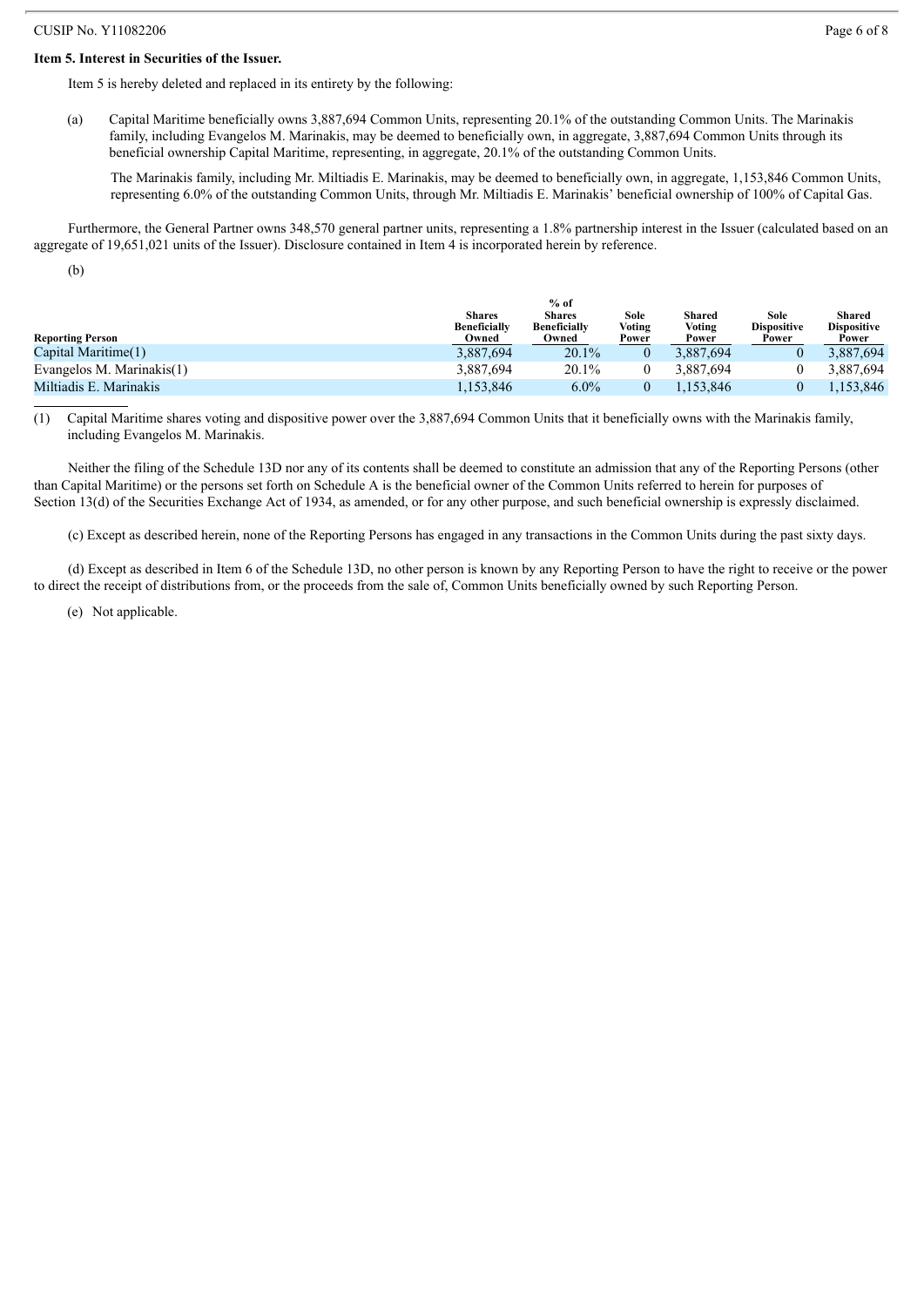**Item 5. Interest in Securities of the Issuer.**

Item 5 is hereby deleted and replaced in its entirety by the following:

(a) Capital Maritime beneficially owns 3,887,694 Common Units, representing 20.1% of the outstanding Common Units. The Marinakis family, including Evangelos M. Marinakis, may be deemed to beneficially own, in aggregate, 3,887,694 Common Units through its beneficial ownership Capital Maritime, representing, in aggregate, 20.1% of the outstanding Common Units.

The Marinakis family, including Mr. Miltiadis E. Marinakis, may be deemed to beneficially own, in aggregate, 1,153,846 Common Units, representing 6.0% of the outstanding Common Units, through Mr. Miltiadis E. Marinakis' beneficial ownership of 100% of Capital Gas.

Furthermore, the General Partner owns 348,570 general partner units, representing a 1.8% partnership interest in the Issuer (calculated based on an aggregate of 19,651,021 units of the Issuer). Disclosure contained in Item 4 is incorporated herein by reference.

(b)

| Reporting Person | Shares Beneficially Owned | % of Shares Beneficially Owned | Sole Voting Power | Shared Voting Power | Sole Dispositive Power | Shared Dispositive Power |
|---|---|---|---|---|---|---|
| Capital Maritime(1) | 3,887,694 | 20.1% | 0 | 3,887,694 | 0 | 3,887,694 |
| Evangelos M. Marinakis(1) | 3,887,694 | 20.1% | 0 | 3,887,694 | 0 | 3,887,694 |
| Miltiadis E. Marinakis | 1,153,846 | 6.0% | 0 | 1,153,846 | 0 | 1,153,846 |

(1) Capital Maritime shares voting and dispositive power over the 3,887,694 Common Units that it beneficially owns with the Marinakis family, including Evangelos M. Marinakis.

Neither the filing of the Schedule 13D nor any of its contents shall be deemed to constitute an admission that any of the Reporting Persons (other than Capital Maritime) or the persons set forth on Schedule A is the beneficial owner of the Common Units referred to herein for purposes of Section 13(d) of the Securities Exchange Act of 1934, as amended, or for any other purpose, and such beneficial ownership is expressly disclaimed.

(c) Except as described herein, none of the Reporting Persons has engaged in any transactions in the Common Units during the past sixty days.

(d) Except as described in Item 6 of the Schedule 13D, no other person is known by any Reporting Person to have the right to receive or the power to direct the receipt of distributions from, or the proceeds from the sale of, Common Units beneficially owned by such Reporting Person.

(e) Not applicable.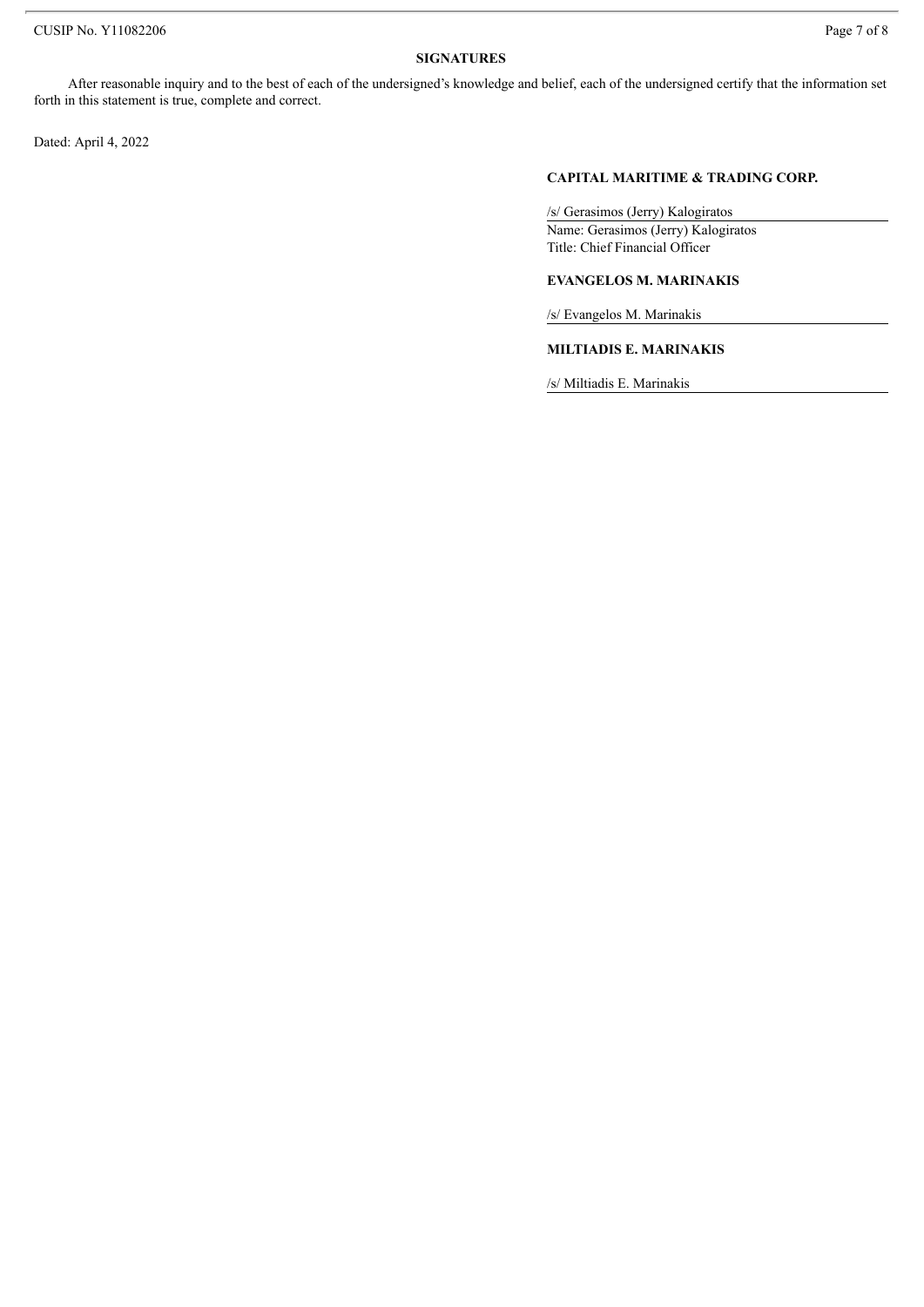## SIGNATURES

After reasonable inquiry and to the best of each of the undersigned's knowledge and belief, each of the undersigned certify that the information set forth in this statement is true, complete and correct.

Dated: April 4, 2022

**CAPITAL MARITIME & TRADING CORP.**

/s/ Gerasimos (Jerry) Kalogiratos
Name: Gerasimos (Jerry) Kalogiratos
Title: Chief Financial Officer

**EVANGELOS M. MARINAKIS**

/s/ Evangelos M. Marinakis

**MILTIADIS E. MARINAKIS**

/s/ Miltiadis E. Marinakis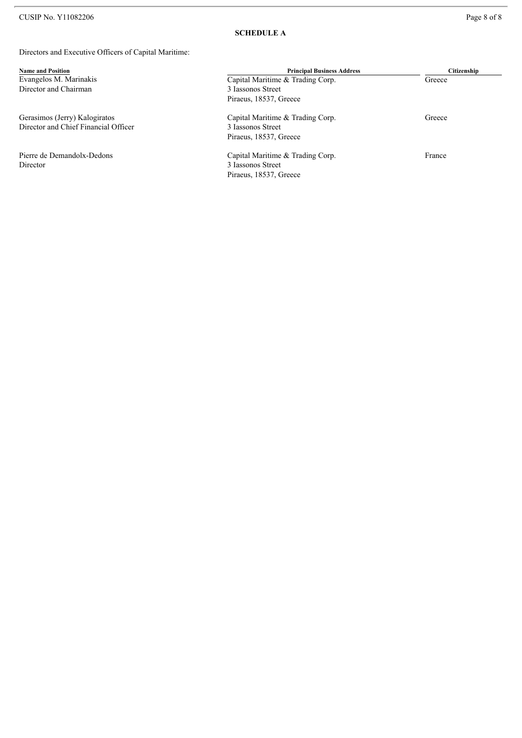CUSIP No. Y11082206

**SCHEDULE A**

Directors and Executive Officers of Capital Maritime:

| Name and Position | Principal Business Address | Citizenship |
| --- | --- | --- |
| Evangelos M. Marinakis<br>Director and Chairman | Capital Maritime & Trading Corp.<br>3 Iassonos Street<br>Piraeus, 18537, Greece | Greece |
| Gerasimos (Jerry) Kalogiratos<br>Director and Chief Financial Officer | Capital Maritime & Trading Corp.<br>3 Iassonos Street<br>Piraeus, 18537, Greece | Greece |
| Pierre de Demandolx-Dedons<br>Director | Capital Maritime & Trading Corp.<br>3 Iassonos Street<br>Piraeus, 18537, Greece | France |